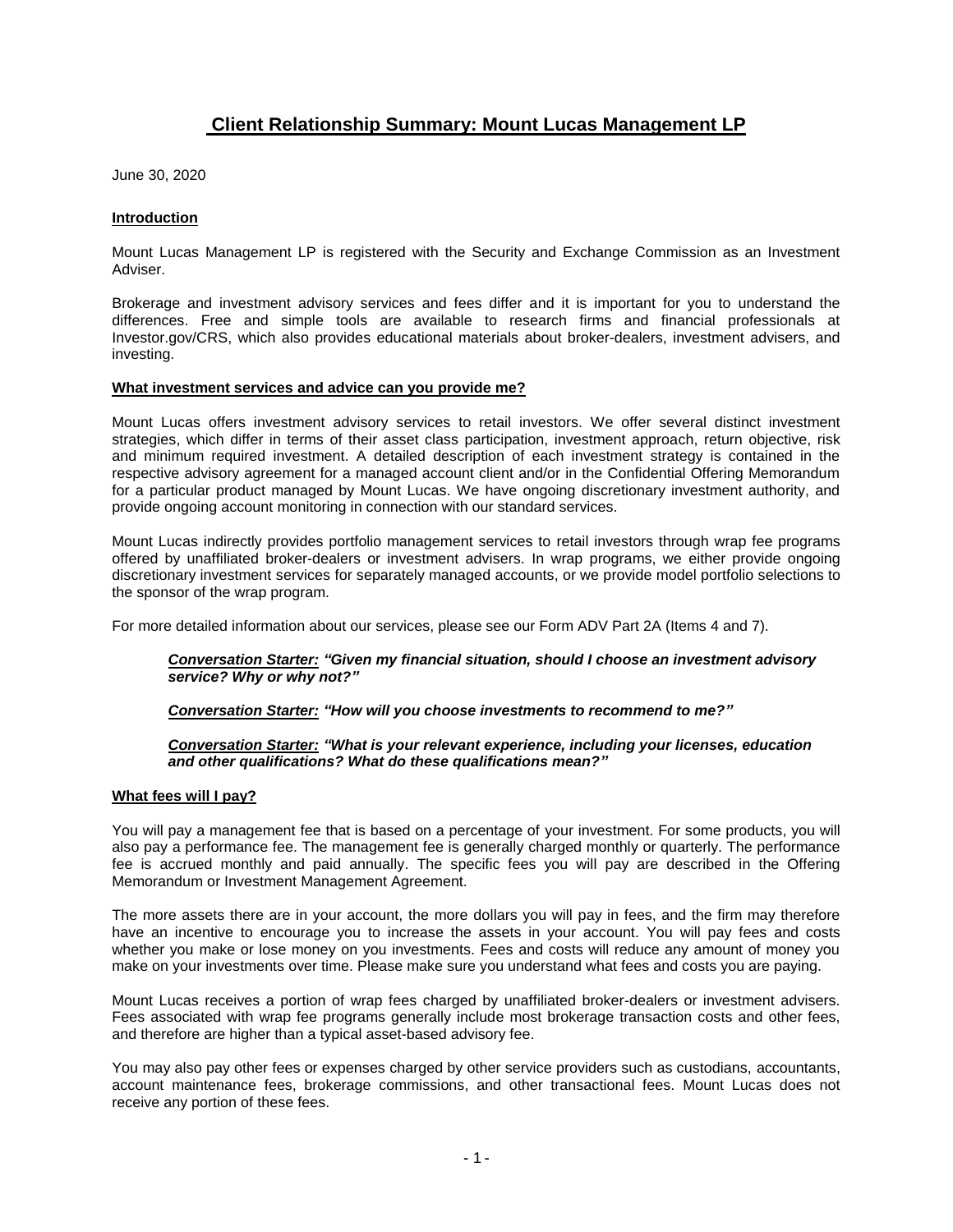# Client Relationship Summary: Mount Lucas Management LP

June 30, 2020

## Introduction

Mount Lucas Management LP is registered with the Security and Exchange Commission as an Investment Adviser.

Brokerage and investment advisory services and fees differ and it is important for you to understand the differences. Free and simple tools are available to research firms and financial professionals at Investor.gov/CRS, which also provides educational materials about broker-dealers, investment advisers, and investing.

## What investment services and advice can you provide me?

Mount Lucas offers investment advisory services to retail investors. We offer several distinct investment strategies, which differ in terms of their asset class participation, investment approach, return objective, risk and minimum required investment. A detailed description of each investment strategy is contained in the respective advisory agreement for a managed account client and/or in the Confidential Offering Memorandum for a particular product managed by Mount Lucas. We have ongoing discretionary investment authority, and provide ongoing account monitoring in connection with our standard services.

Mount Lucas indirectly provides portfolio management services to retail investors through wrap fee programs offered by unaffiliated broker-dealers or investment advisers. In wrap programs, we either provide ongoing discretionary investment services for separately managed accounts, or we provide model portfolio selections to the sponsor of the wrap program.

For more detailed information about our services, please see our Form ADV Part 2A (Items 4 and 7).

> ***Conversation Starter:*** ***"Given my financial situation, should I choose an investment advisory service? Why or why not?"***
>
> ***Conversation Starter:*** ***"How will you choose investments to recommend to me?"***
>
> ***Conversation Starter:*** ***"What is your relevant experience, including your licenses, education and other qualifications? What do these qualifications mean?"***

## What fees will I pay?

You will pay a management fee that is based on a percentage of your investment. For some products, you will also pay a performance fee. The management fee is generally charged monthly or quarterly. The performance fee is accrued monthly and paid annually. The specific fees you will pay are described in the Offering Memorandum or Investment Management Agreement.

The more assets there are in your account, the more dollars you will pay in fees, and the firm may therefore have an incentive to encourage you to increase the assets in your account. You will pay fees and costs whether you make or lose money on you investments. Fees and costs will reduce any amount of money you make on your investments over time. Please make sure you understand what fees and costs you are paying.

Mount Lucas receives a portion of wrap fees charged by unaffiliated broker-dealers or investment advisers. Fees associated with wrap fee programs generally include most brokerage transaction costs and other fees, and therefore are higher than a typical asset-based advisory fee.

You may also pay other fees or expenses charged by other service providers such as custodians, accountants, account maintenance fees, brokerage commissions, and other transactional fees. Mount Lucas does not receive any portion of these fees.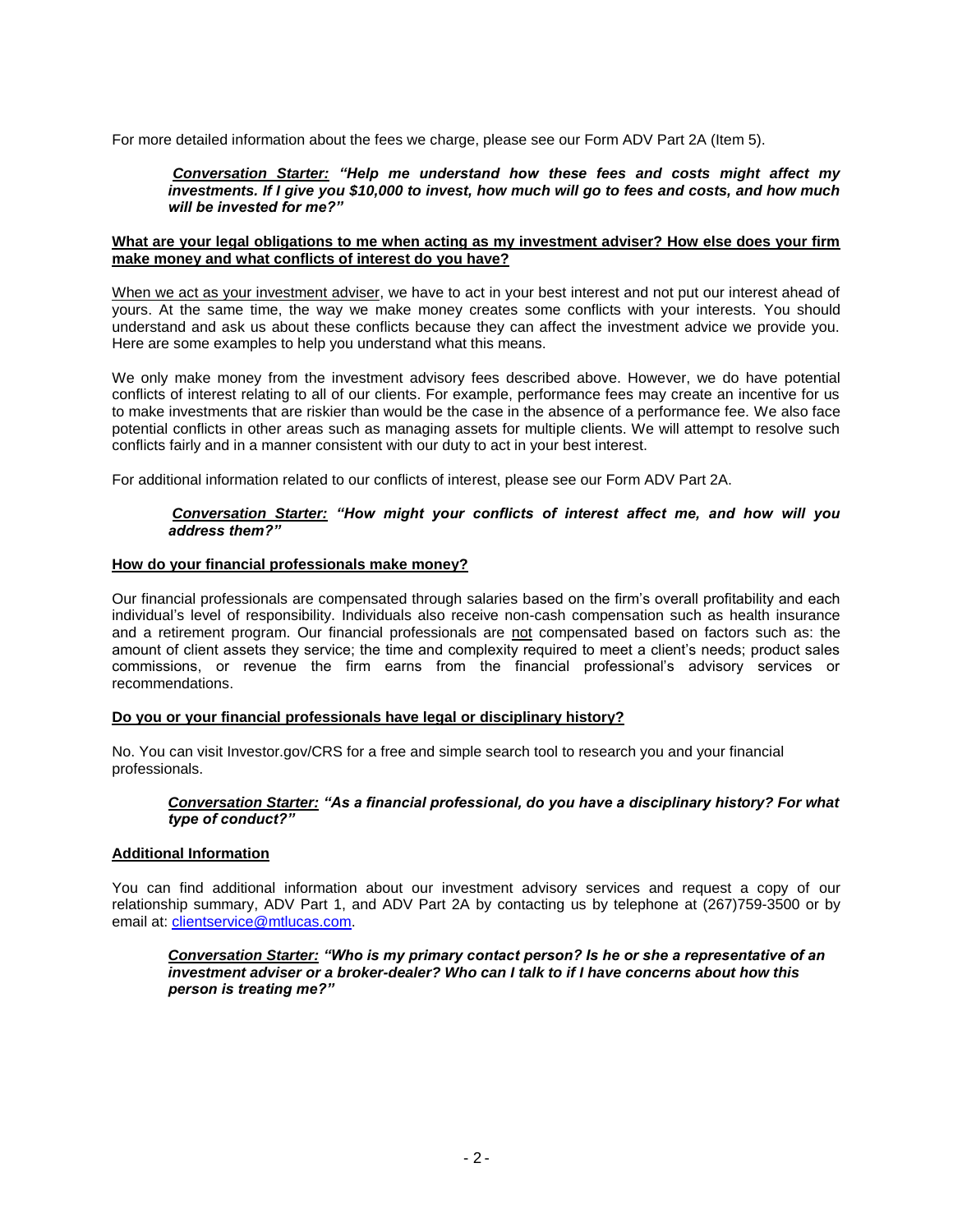For more detailed information about the fees we charge, please see our Form ADV Part 2A (Item 5).

> ***Conversation Starter:*** ***"Help me understand how these fees and costs might affect my investments. If I give you $10,000 to invest, how much will go to fees and costs, and how much will be invested for me?"***

**What are your legal obligations to me when acting as my investment adviser? How else does your firm make money and what conflicts of interest do you have?**

When we act as your investment adviser, we have to act in your best interest and not put our interest ahead of yours. At the same time, the way we make money creates some conflicts with your interests. You should understand and ask us about these conflicts because they can affect the investment advice we provide you. Here are some examples to help you understand what this means.

We only make money from the investment advisory fees described above. However, we do have potential conflicts of interest relating to all of our clients. For example, performance fees may create an incentive for us to make investments that are riskier than would be the case in the absence of a performance fee. We also face potential conflicts in other areas such as managing assets for multiple clients. We will attempt to resolve such conflicts fairly and in a manner consistent with our duty to act in your best interest.

For additional information related to our conflicts of interest, please see our Form ADV Part 2A.

> ***Conversation Starter:*** ***"How might your conflicts of interest affect me, and how will you address them?"***

**How do your financial professionals make money?**

Our financial professionals are compensated through salaries based on the firm's overall profitability and each individual's level of responsibility. Individuals also receive non-cash compensation such as health insurance and a retirement program. Our financial professionals are not compensated based on factors such as: the amount of client assets they service; the time and complexity required to meet a client's needs; product sales commissions, or revenue the firm earns from the financial professional's advisory services or recommendations.

**Do you or your financial professionals have legal or disciplinary history?**

No. You can visit Investor.gov/CRS for a free and simple search tool to research you and your financial professionals.

> ***Conversation Starter:*** ***"As a financial professional, do you have a disciplinary history? For what type of conduct?"***

**Additional Information**

You can find additional information about our investment advisory services and request a copy of our relationship summary, ADV Part 1, and ADV Part 2A by contacting us by telephone at (267)759-3500 or by email at: clientservice@mtlucas.com.

> ***Conversation Starter:*** ***"Who is my primary contact person? Is he or she a representative of an investment adviser or a broker-dealer? Who can I talk to if I have concerns about how this person is treating me?"***